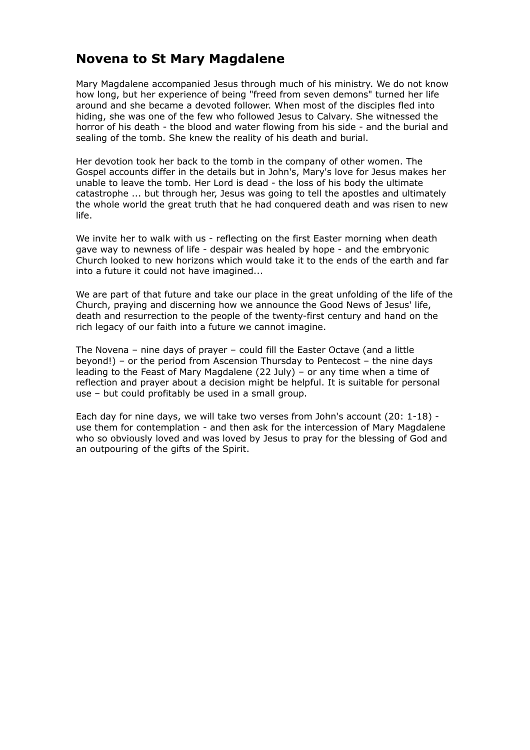# Novena to St Mary Magdalene

Mary Magdalene accompanied Jesus through much of his ministry. We do not know how long, but her experience of being "freed from seven demons" turned her life around and she became a devoted follower. When most of the disciples fled into hiding, she was one of the few who followed Jesus to Calvary. She witnessed the horror of his death - the blood and water flowing from his side - and the burial and sealing of the tomb. She knew the reality of his death and burial.

Her devotion took her back to the tomb in the company of other women. The Gospel accounts differ in the details but in John's, Mary's love for Jesus makes her unable to leave the tomb. Her Lord is dead - the loss of his body the ultimate catastrophe ... but through her, Jesus was going to tell the apostles and ultimately the whole world the great truth that he had conquered death and was risen to new life.

We invite her to walk with us - reflecting on the first Easter morning when death gave way to newness of life - despair was healed by hope - and the embryonic Church looked to new horizons which would take it to the ends of the earth and far into a future it could not have imagined...

We are part of that future and take our place in the great unfolding of the life of the Church, praying and discerning how we announce the Good News of Jesus' life, death and resurrection to the people of the twenty-first century and hand on the rich legacy of our faith into a future we cannot imagine.

The Novena – nine days of prayer – could fill the Easter Octave (and a little beyond!) – or the period from Ascension Thursday to Pentecost – the nine days leading to the Feast of Mary Magdalene (22 July) – or any time when a time of reflection and prayer about a decision might be helpful. It is suitable for personal use – but could profitably be used in a small group.

Each day for nine days, we will take two verses from John's account (20: 1-18) - use them for contemplation - and then ask for the intercession of Mary Magdalene who so obviously loved and was loved by Jesus to pray for the blessing of God and an outpouring of the gifts of the Spirit.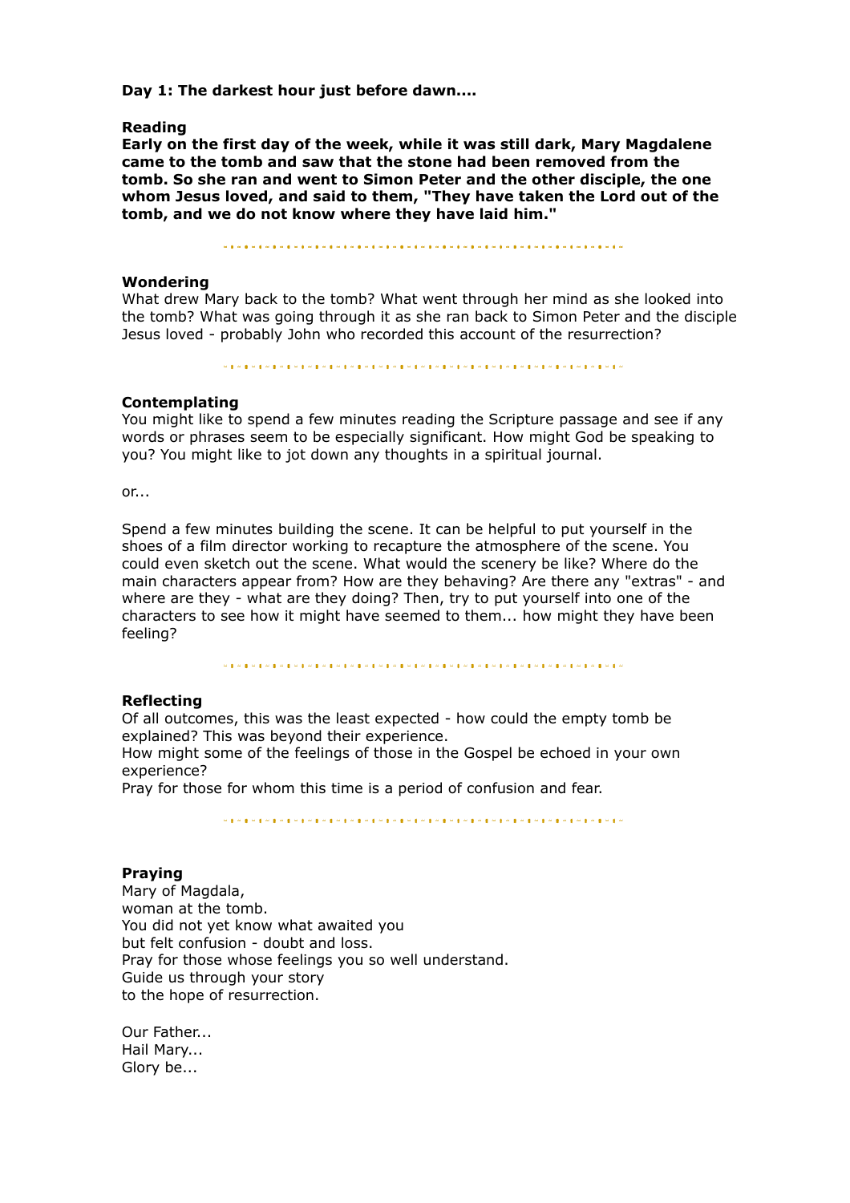**Day 1: The darkest hour just before dawn....**

**Reading**

**Early on the first day of the week, while it was still dark, Mary Magdalene came to the tomb and saw that the stone had been removed from the tomb. So she ran and went to Simon Peter and the other disciple, the one whom Jesus loved, and said to them, "They have taken the Lord out of the tomb, and we do not know where they have laid him."**

---

**Wondering**

What drew Mary back to the tomb? What went through her mind as she looked into the tomb? What was going through it as she ran back to Simon Peter and the disciple Jesus loved - probably John who recorded this account of the resurrection?

---

**Contemplating**

You might like to spend a few minutes reading the Scripture passage and see if any words or phrases seem to be especially significant. How might God be speaking to you? You might like to jot down any thoughts in a spiritual journal.

or...

Spend a few minutes building the scene. It can be helpful to put yourself in the shoes of a film director working to recapture the atmosphere of the scene. You could even sketch out the scene. What would the scenery be like? Where do the main characters appear from? How are they behaving? Are there any "extras" - and where are they - what are they doing? Then, try to put yourself into one of the characters to see how it might have seemed to them... how might they have been feeling?

---

**Reflecting**

Of all outcomes, this was the least expected - how could the empty tomb be explained? This was beyond their experience.
How might some of the feelings of those in the Gospel be echoed in your own experience?
Pray for those for whom this time is a period of confusion and fear.

---

**Praying**

Mary of Magdala,
woman at the tomb.
You did not yet know what awaited you
but felt confusion - doubt and loss.
Pray for those whose feelings you so well understand.
Guide us through your story
to the hope of resurrection.

Our Father...
Hail Mary...
Glory be...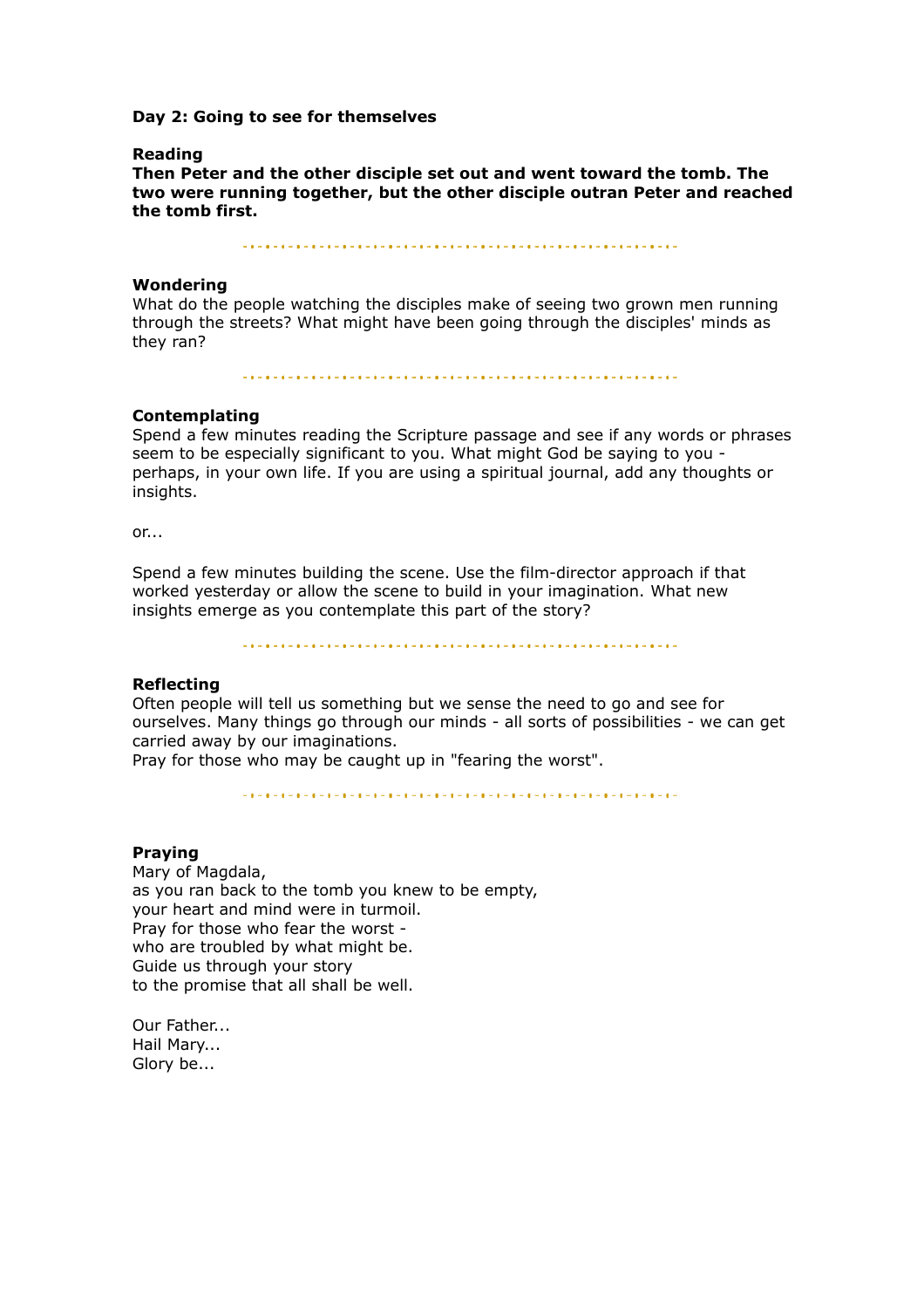**Day 2: Going to see for themselves**

**Reading**
**Then Peter and the other disciple set out and went toward the tomb. The two were running together, but the other disciple outran Peter and reached the tomb first.**

---

**Wondering**
What do the people watching the disciples make of seeing two grown men running through the streets? What might have been going through the disciples' minds as they ran?

---

**Contemplating**
Spend a few minutes reading the Scripture passage and see if any words or phrases seem to be especially significant to you. What might God be saying to you - perhaps, in your own life. If you are using a spiritual journal, add any thoughts or insights.

or...

Spend a few minutes building the scene. Use the film-director approach if that worked yesterday or allow the scene to build in your imagination. What new insights emerge as you contemplate this part of the story?

---

**Reflecting**
Often people will tell us something but we sense the need to go and see for ourselves. Many things go through our minds - all sorts of possibilities - we can get carried away by our imaginations.
Pray for those who may be caught up in "fearing the worst".

---

**Praying**
Mary of Magdala,
as you ran back to the tomb you knew to be empty,
your heart and mind were in turmoil.
Pray for those who fear the worst -
who are troubled by what might be.
Guide us through your story
to the promise that all shall be well.

Our Father...
Hail Mary...
Glory be...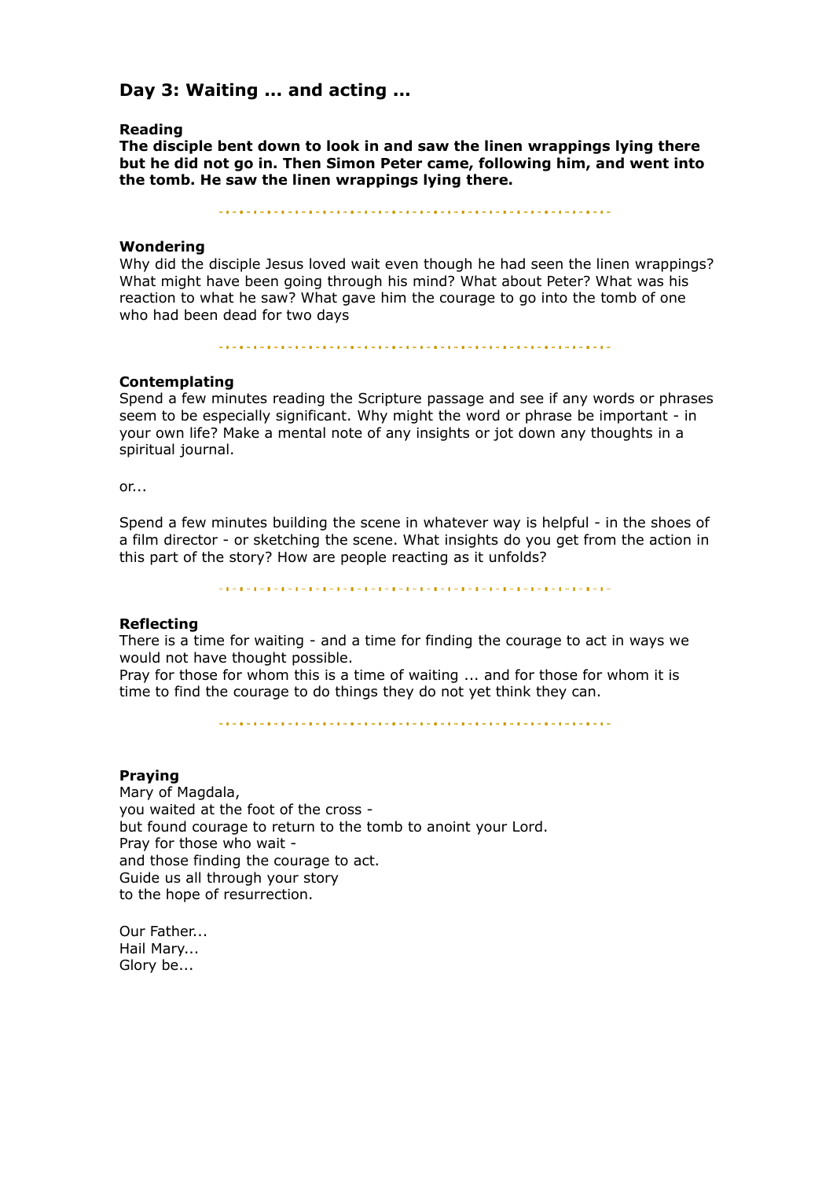## Day 3: Waiting ... and acting ...

**Reading**

**The disciple bent down to look in and saw the linen wrappings lying there but he did not go in. Then Simon Peter came, following him, and went into the tomb. He saw the linen wrappings lying there.**

**Wondering**

Why did the disciple Jesus loved wait even though he had seen the linen wrappings? What might have been going through his mind? What about Peter? What was his reaction to what he saw? What gave him the courage to go into the tomb of one who had been dead for two days

**Contemplating**

Spend a few minutes reading the Scripture passage and see if any words or phrases seem to be especially significant. Why might the word or phrase be important - in your own life? Make a mental note of any insights or jot down any thoughts in a spiritual journal.

or...

Spend a few minutes building the scene in whatever way is helpful - in the shoes of a film director - or sketching the scene. What insights do you get from the action in this part of the story? How are people reacting as it unfolds?

**Reflecting**

There is a time for waiting - and a time for finding the courage to act in ways we would not have thought possible.
Pray for those for whom this is a time of waiting ... and for those for whom it is time to find the courage to do things they do not yet think they can.

**Praying**

Mary of Magdala,
you waited at the foot of the cross -
but found courage to return to the tomb to anoint your Lord.
Pray for those who wait -
and those finding the courage to act.
Guide us all through your story
to the hope of resurrection.

Our Father...
Hail Mary...
Glory be...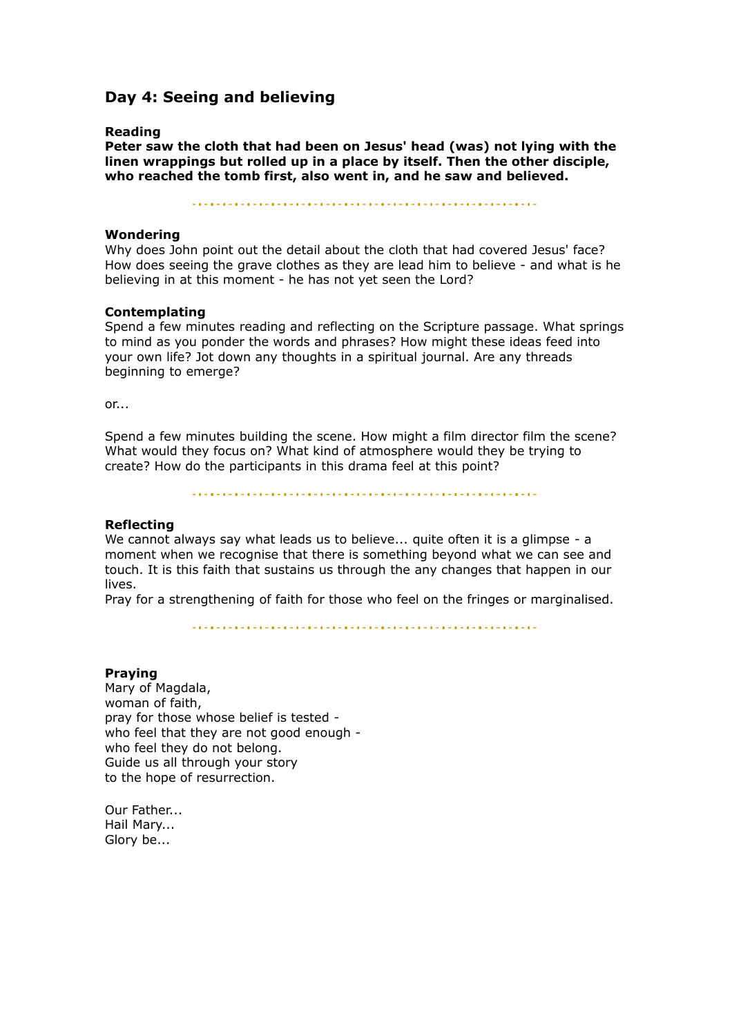## Day 4: Seeing and believing

**Reading**

**Peter saw the cloth that had been on Jesus' head (was) not lying with the linen wrappings but rolled up in a place by itself. Then the other disciple, who reached the tomb first, also went in, and he saw and believed.**

---

**Wondering**

Why does John point out the detail about the cloth that had covered Jesus' face? How does seeing the grave clothes as they are lead him to believe - and what is he believing in at this moment - he has not yet seen the Lord?

**Contemplating**

Spend a few minutes reading and reflecting on the Scripture passage. What springs to mind as you ponder the words and phrases? How might these ideas feed into your own life? Jot down any thoughts in a spiritual journal. Are any threads beginning to emerge?

or...

Spend a few minutes building the scene. How might a film director film the scene? What would they focus on? What kind of atmosphere would they be trying to create? How do the participants in this drama feel at this point?

---

**Reflecting**

We cannot always say what leads us to believe... quite often it is a glimpse - a moment when we recognise that there is something beyond what we can see and touch. It is this faith that sustains us through the any changes that happen in our lives.

Pray for a strengthening of faith for those who feel on the fringes or marginalised.

---

**Praying**

Mary of Magdala,  
woman of faith,  
pray for those whose belief is tested -  
who feel that they are not good enough -  
who feel they do not belong.  
Guide us all through your story  
to the hope of resurrection.

Our Father...  
Hail Mary...  
Glory be...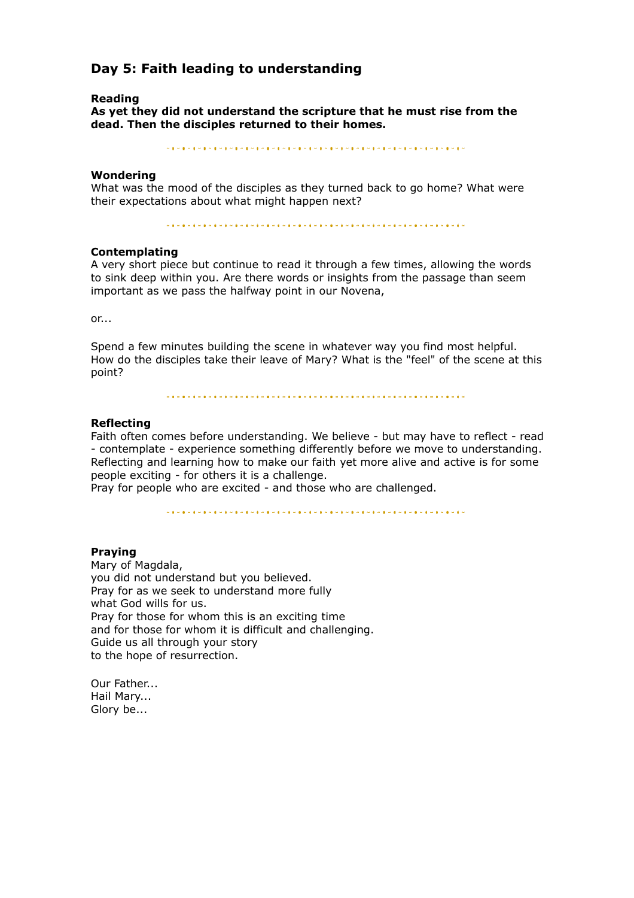## Day 5: Faith leading to understanding

**Reading**

**As yet they did not understand the scripture that he must rise from the dead. Then the disciples returned to their homes.**

---

**Wondering**

What was the mood of the disciples as they turned back to go home? What were their expectations about what might happen next?

---

**Contemplating**

A very short piece but continue to read it through a few times, allowing the words to sink deep within you. Are there words or insights from the passage than seem important as we pass the halfway point in our Novena,

or...

Spend a few minutes building the scene in whatever way you find most helpful. How do the disciples take their leave of Mary? What is the "feel" of the scene at this point?

---

**Reflecting**

Faith often comes before understanding. We believe - but may have to reflect - read - contemplate - experience something differently before we move to understanding. Reflecting and learning how to make our faith yet more alive and active is for some people exciting - for others it is a challenge.
Pray for people who are excited - and those who are challenged.

---

**Praying**

Mary of Magdala,
you did not understand but you believed.
Pray for as we seek to understand more fully
what God wills for us.
Pray for those for whom this is an exciting time
and for those for whom it is difficult and challenging.
Guide us all through your story
to the hope of resurrection.

Our Father...
Hail Mary...
Glory be...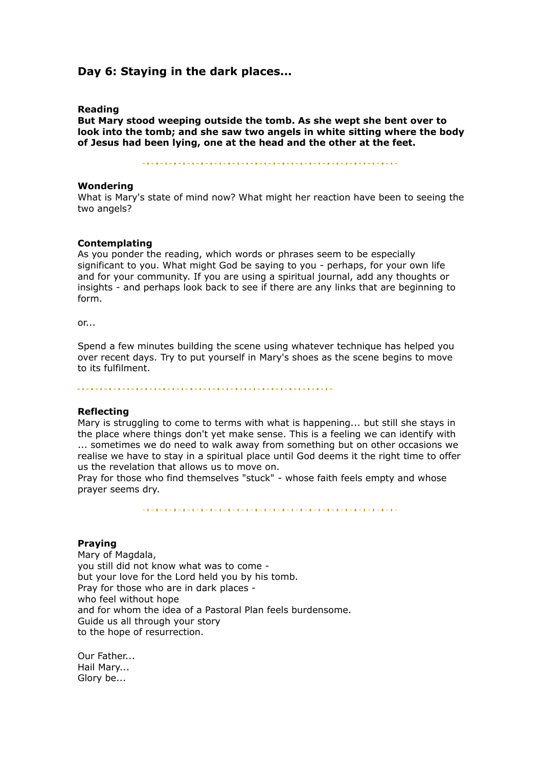## Day 6: Staying in the dark places...

**Reading**

**But Mary stood weeping outside the tomb. As she wept she bent over to look into the tomb; and she saw two angels in white sitting where the body of Jesus had been lying, one at the head and the other at the feet.**

---

**Wondering**

What is Mary's state of mind now? What might her reaction have been to seeing the two angels?

**Contemplating**

As you ponder the reading, which words or phrases seem to be especially significant to you. What might God be saying to you - perhaps, for your own life and for your community. If you are using a spiritual journal, add any thoughts or insights - and perhaps look back to see if there are any links that are beginning to form.

or...

Spend a few minutes building the scene using whatever technique has helped you over recent days. Try to put yourself in Mary's shoes as the scene begins to move to its fulfilment.

---

**Reflecting**

Mary is struggling to come to terms with what is happening... but still she stays in the place where things don't yet make sense. This is a feeling we can identify with ... sometimes we do need to walk away from something but on other occasions we realise we have to stay in a spiritual place until God deems it the right time to offer us the revelation that allows us to move on.

Pray for those who find themselves "stuck" - whose faith feels empty and whose prayer seems dry.

---

**Praying**

Mary of Magdala,
you still did not know what was to come -
but your love for the Lord held you by his tomb.
Pray for those who are in dark places -
who feel without hope
and for whom the idea of a Pastoral Plan feels burdensome.
Guide us all through your story
to the hope of resurrection.

Our Father...
Hail Mary...
Glory be...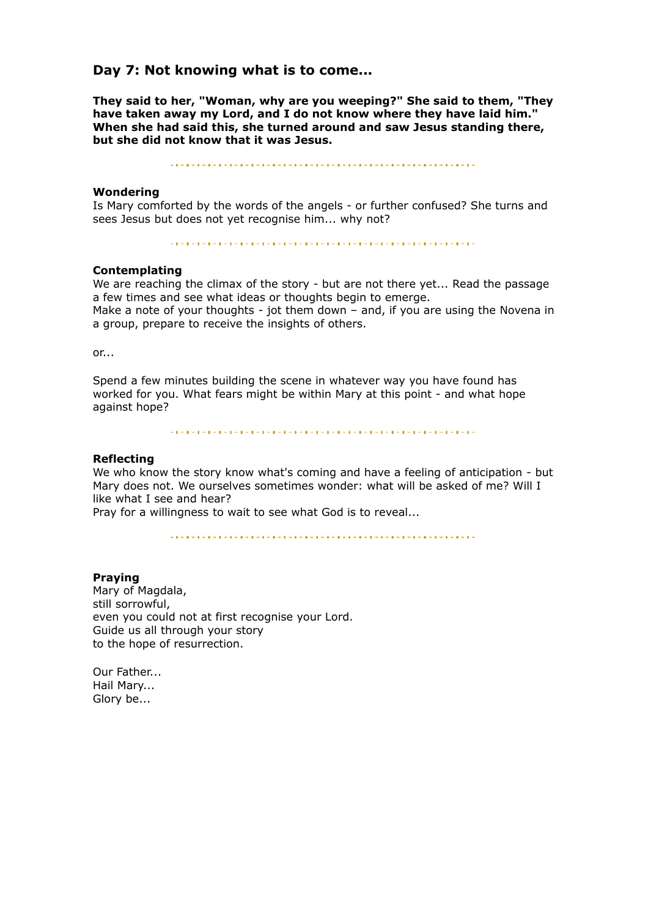## Day 7: Not knowing what is to come...

**They said to her, "Woman, why are you weeping?" She said to them, "They have taken away my Lord, and I do not know where they have laid him." When she had said this, she turned around and saw Jesus standing there, but she did not know that it was Jesus.**

---

**Wondering**
Is Mary comforted by the words of the angels - or further confused? She turns and sees Jesus but does not yet recognise him... why not?

---

**Contemplating**
We are reaching the climax of the story - but are not there yet... Read the passage a few times and see what ideas or thoughts begin to emerge.
Make a note of your thoughts - jot them down – and, if you are using the Novena in a group, prepare to receive the insights of others.

or...

Spend a few minutes building the scene in whatever way you have found has worked for you. What fears might be within Mary at this point - and what hope against hope?

---

**Reflecting**
We who know the story know what's coming and have a feeling of anticipation - but Mary does not. We ourselves sometimes wonder: what will be asked of me? Will I like what I see and hear?
Pray for a willingness to wait to see what God is to reveal...

---

**Praying**
Mary of Magdala,
still sorrowful,
even you could not at first recognise your Lord.
Guide us all through your story
to the hope of resurrection.

Our Father...
Hail Mary...
Glory be...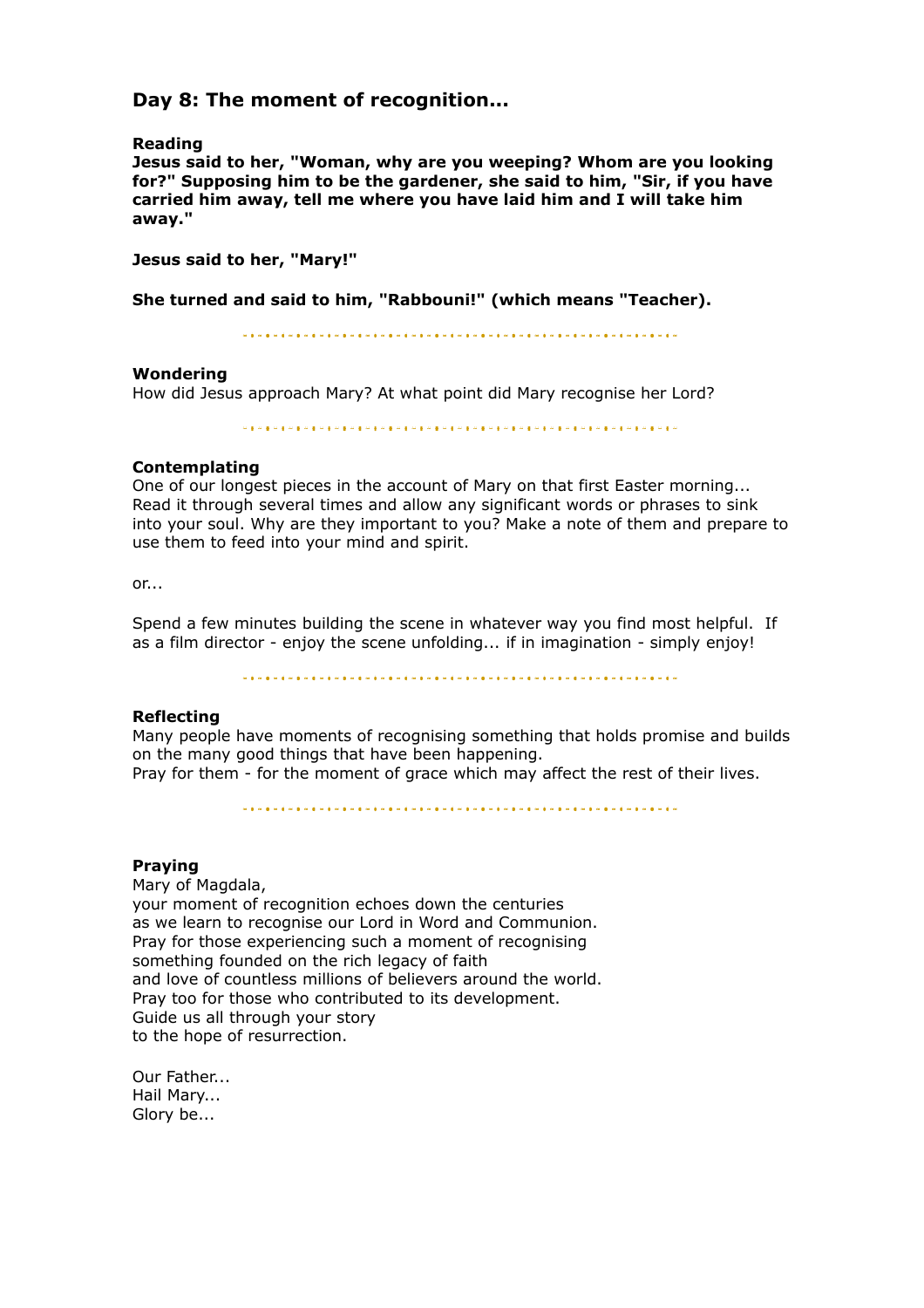## Day 8: The moment of recognition...

**Reading**
**Jesus said to her, "Woman, why are you weeping? Whom are you looking for?" Supposing him to be the gardener, she said to him, "Sir, if you have carried him away, tell me where you have laid him and I will take him away."**

**Jesus said to her, "Mary!"**

**She turned and said to him, "Rabbouni!" (which means "Teacher).**

---

**Wondering**
How did Jesus approach Mary? At what point did Mary recognise her Lord?

---

**Contemplating**
One of our longest pieces in the account of Mary on that first Easter morning... Read it through several times and allow any significant words or phrases to sink into your soul. Why are they important to you? Make a note of them and prepare to use them to feed into your mind and spirit.

or...

Spend a few minutes building the scene in whatever way you find most helpful. If as a film director - enjoy the scene unfolding... if in imagination - simply enjoy!

---

**Reflecting**
Many people have moments of recognising something that holds promise and builds on the many good things that have been happening.
Pray for them - for the moment of grace which may affect the rest of their lives.

---

**Praying**
Mary of Magdala,
your moment of recognition echoes down the centuries
as we learn to recognise our Lord in Word and Communion.
Pray for those experiencing such a moment of recognising
something founded on the rich legacy of faith
and love of countless millions of believers around the world.
Pray too for those who contributed to its development.
Guide us all through your story
to the hope of resurrection.

Our Father...
Hail Mary...
Glory be...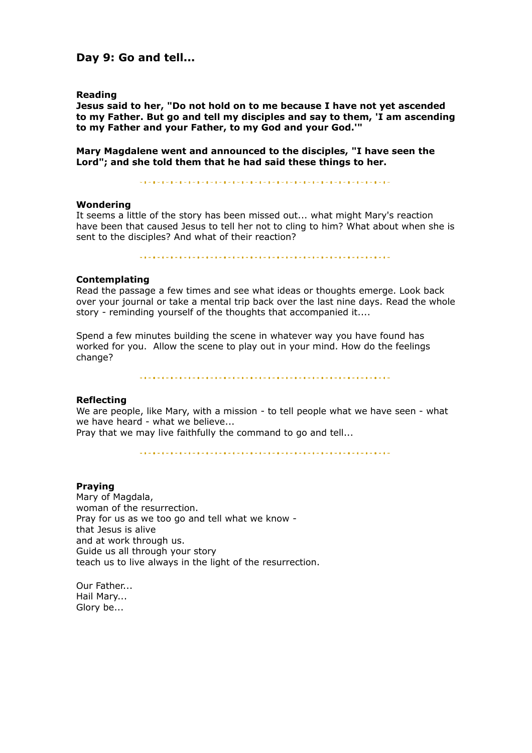## Day 9: Go and tell...

**Reading**

**Jesus said to her, "Do not hold on to me because I have not yet ascended to my Father. But go and tell my disciples and say to them, 'I am ascending to my Father and your Father, to my God and your God.'"**

**Mary Magdalene went and announced to the disciples, "I have seen the Lord"; and she told them that he had said these things to her.**

**Wondering**

It seems a little of the story has been missed out... what might Mary's reaction have been that caused Jesus to tell her not to cling to him? What about when she is sent to the disciples? And what of their reaction?

**Contemplating**

Read the passage a few times and see what ideas or thoughts emerge. Look back over your journal or take a mental trip back over the last nine days. Read the whole story - reminding yourself of the thoughts that accompanied it....

Spend a few minutes building the scene in whatever way you have found has worked for you. Allow the scene to play out in your mind. How do the feelings change?

**Reflecting**

We are people, like Mary, with a mission - to tell people what we have seen - what we have heard - what we believe...
Pray that we may live faithfully the command to go and tell...

**Praying**

Mary of Magdala,
woman of the resurrection.
Pray for us as we too go and tell what we know -
that Jesus is alive
and at work through us.
Guide us all through your story
teach us to live always in the light of the resurrection.

Our Father...
Hail Mary...
Glory be...